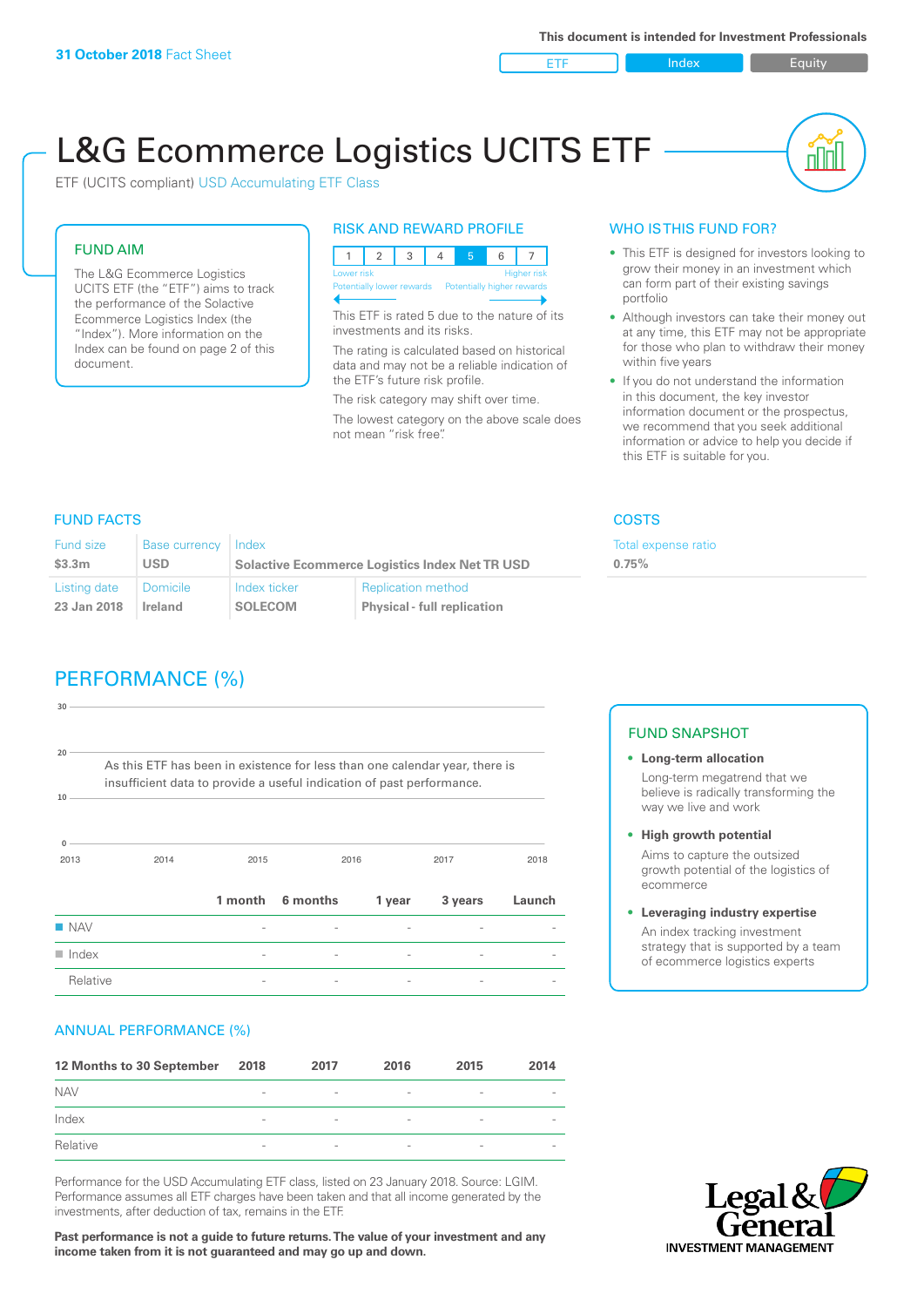**31 October 2018** Fact Sheet

This document is intended for Investment Professionals

ETF | Index | Equity

# L&G Ecommerce Logistics UCITS ETF

ETF (UCITS compliant) USD Accumulating ETF Class

## FUND AIM

The L&G Ecommerce Logistics UCITS ETF (the "ETF") aims to track the performance of the Solactive Ecommerce Logistics Index (the "Index"). More information on the Index can be found on page 2 of this document.

## RISK AND REWARD PROFILE

| 1 | 2 | 3 | 4 | **5** | 6 | 7 |
|---|---|---|---|---|---|---|

Lower risk — Higher risk

Potentially lower rewards — Potentially higher rewards

This ETF is rated 5 due to the nature of its investments and its risks.

The rating is calculated based on historical data and may not be a reliable indication of the ETF's future risk profile.

The risk category may shift over time.

The lowest category on the above scale does not mean "risk free".

## WHO IS THIS FUND FOR?

- This ETF is designed for investors looking to grow their money in an investment which can form part of their existing savings portfolio
- Although investors can take their money out at any time, this ETF may not be appropriate for those who plan to withdraw their money within five years
- If you do not understand the information in this document, the key investor information document or the prospectus, we recommend that you seek additional information or advice to help you decide if this ETF is suitable for you.

## FUND FACTS

| Fund size | Base currency | Index | |
|---|---|---|---|
| **$3.3m** | **USD** | **Solactive Ecommerce Logistics Index Net TR USD** | |
| **Listing date** | **Domicile** | **Index ticker** | **Replication method** |
| **23 Jan 2018** | **Ireland** | **SOLECOM** | **Physical - full replication** |

## COSTS

| Total expense ratio |
|---|
| **0.75%** |

## PERFORMANCE (%)

As this ETF has been in existence for less than one calendar year, there is insufficient data to provide a useful indication of past performance.

| | 1 month | 6 months | 1 year | 3 years | Launch |
|---|---|---|---|---|---|
| NAV | - | - | - | - | - |
| Index | - | - | - | - | - |
| Relative | - | - | - | - | - |

## FUND SNAPSHOT

- **Long-term allocation**
  Long-term megatrend that we believe is radically transforming the way we live and work
- **High growth potential**
  Aims to capture the outsized growth potential of the logistics of ecommerce
- **Leveraging industry expertise**
  An index tracking investment strategy that is supported by a team of ecommerce logistics experts

## ANNUAL PERFORMANCE (%)

| 12 Months to 30 September | 2018 | 2017 | 2016 | 2015 | 2014 |
|---|---|---|---|---|---|
| NAV | - | - | - | - | - |
| Index | - | - | - | - | - |
| Relative | - | - | - | - | - |

Performance for the USD Accumulating ETF class, listed on 23 January 2018. Source: LGIM. Performance assumes all ETF charges have been taken and that all income generated by the investments, after deduction of tax, remains in the ETF.

**Past performance is not a guide to future returns. The value of your investment and any income taken from it is not guaranteed and may go up and down.**

Legal & General INVESTMENT MANAGEMENT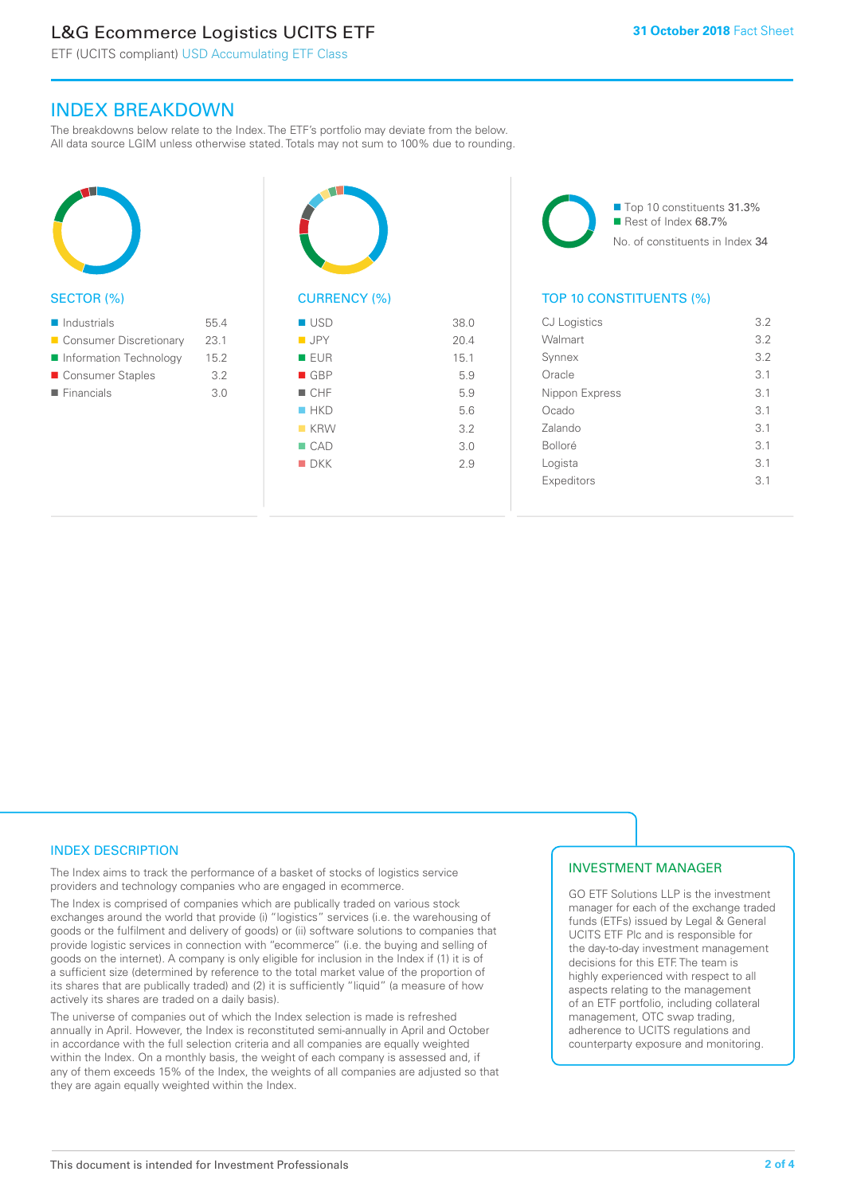# INDEX BREAKDOWN

The breakdowns below relate to the Index. The ETF's portfolio may deviate from the below. All data source LGIM unless otherwise stated. Totals may not sum to 100% due to rounding.

## SECTOR (%)

| Sector | % |
|---|---|
| Industrials | 55.4 |
| Consumer Discretionary | 23.1 |
| Information Technology | 15.2 |
| Consumer Staples | 3.2 |
| Financials | 3.0 |

## CURRENCY (%)

| Currency | % |
|---|---|
| USD | 38.0 |
| JPY | 20.4 |
| EUR | 15.1 |
| GBP | 5.9 |
| CHF | 5.9 |
| HKD | 5.6 |
| KRW | 3.2 |
| CAD | 3.0 |
| DKK | 2.9 |

Top 10 constituents 31.3%
Rest of Index 68.7%
No. of constituents in Index 34

## TOP 10 CONSTITUENTS (%)

| Constituent | % |
|---|---|
| CJ Logistics | 3.2 |
| Walmart | 3.2 |
| Synnex | 3.2 |
| Oracle | 3.1 |
| Nippon Express | 3.1 |
| Ocado | 3.1 |
| Zalando | 3.1 |
| Bolloré | 3.1 |
| Logista | 3.1 |
| Expeditors | 3.1 |

## INDEX DESCRIPTION

The Index aims to track the performance of a basket of stocks of logistics service providers and technology companies who are engaged in ecommerce.

The Index is comprised of companies which are publically traded on various stock exchanges around the world that provide (i) "logistics" services (i.e. the warehousing of goods or the fulfilment and delivery of goods) or (ii) software solutions to companies that provide logistic services in connection with "ecommerce" (i.e. the buying and selling of goods on the internet). A company is only eligible for inclusion in the Index if (1) it is of a sufficient size (determined by reference to the total market value of the proportion of its shares that are publically traded) and (2) it is sufficiently "liquid" (a measure of how actively its shares are traded on a daily basis).

The universe of companies out of which the Index selection is made is refreshed annually in April. However, the Index is reconstituted semi-annually in April and October in accordance with the full selection criteria and all companies are equally weighted within the Index. On a monthly basis, the weight of each company is assessed and, if any of them exceeds 15% of the Index, the weights of all companies are adjusted so that they are again equally weighted within the Index.

## INVESTMENT MANAGER

GO ETF Solutions LLP is the investment manager for each of the exchange traded funds (ETFs) issued by Legal & General UCITS ETF Plc and is responsible for the day-to-day investment management decisions for this ETF. The team is highly experienced with respect to all aspects relating to the management of an ETF portfolio, including collateral management, OTC swap trading, adherence to UCITS regulations and counterparty exposure and monitoring.

This document is intended for Investment Professionals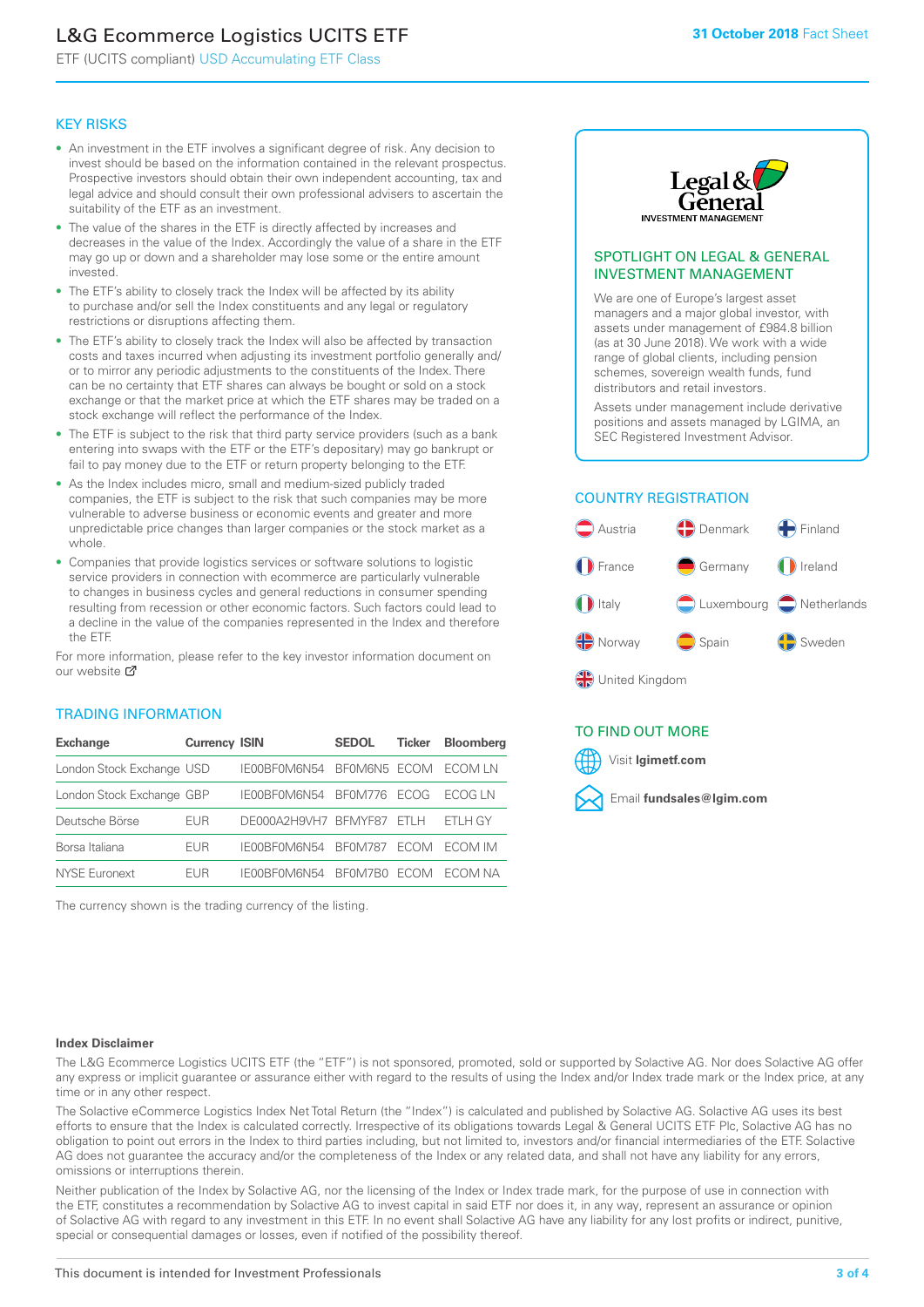# L&G Ecommerce Logistics UCITS ETF

ETF (UCITS compliant) USD Accumulating ETF Class

**31 October 2018** Fact Sheet

## KEY RISKS

- An investment in the ETF involves a significant degree of risk. Any decision to invest should be based on the information contained in the relevant prospectus. Prospective investors should obtain their own independent accounting, tax and legal advice and should consult their own professional advisers to ascertain the suitability of the ETF as an investment.
- The value of the shares in the ETF is directly affected by increases and decreases in the value of the Index. Accordingly the value of a share in the ETF may go up or down and a shareholder may lose some or the entire amount invested.
- The ETF's ability to closely track the Index will be affected by its ability to purchase and/or sell the Index constituents and any legal or regulatory restrictions or disruptions affecting them.
- The ETF's ability to closely track the Index will also be affected by transaction costs and taxes incurred when adjusting its investment portfolio generally and/or to mirror any periodic adjustments to the constituents of the Index. There can be no certainty that ETF shares can always be bought or sold on a stock exchange or that the market price at which the ETF shares may be traded on a stock exchange will reflect the performance of the Index.
- The ETF is subject to the risk that third party service providers (such as a bank entering into swaps with the ETF or the ETF's depositary) may go bankrupt or fail to pay money due to the ETF or return property belonging to the ETF.
- As the Index includes micro, small and medium-sized publicly traded companies, the ETF is subject to the risk that such companies may be more vulnerable to adverse business or economic events and greater and more unpredictable price changes than larger companies or the stock market as a whole.
- Companies that provide logistics services or software solutions to logistic service providers in connection with ecommerce are particularly vulnerable to changes in business cycles and general reductions in consumer spending resulting from recession or other economic factors. Such factors could lead to a decline in the value of the companies represented in the Index and therefore the ETF.

For more information, please refer to the key investor information document on our website

## TRADING INFORMATION

| Exchange | Currency | ISIN | SEDOL | Ticker | Bloomberg |
|---|---|---|---|---|---|
| London Stock Exchange | USD | IE00BF0M6N54 | BF0M6N5 | ECOM | ECOM LN |
| London Stock Exchange | GBP | IE00BF0M6N54 | BF0M776 | ECOG | ECOG LN |
| Deutsche Börse | EUR | DE000A2H9VH7 | BFMYF87 | ETLH | ETLH GY |
| Borsa Italiana | EUR | IE00BF0M6N54 | BF0M787 | ECOM | ECOM IM |
| NYSE Euronext | EUR | IE00BF0M6N54 | BF0M7B0 | ECOM | ECOM NA |

The currency shown is the trading currency of the listing.

## SPOTLIGHT ON LEGAL & GENERAL INVESTMENT MANAGEMENT

We are one of Europe's largest asset managers and a major global investor, with assets under management of £984.8 billion (as at 30 June 2018). We work with a wide range of global clients, including pension schemes, sovereign wealth funds, fund distributors and retail investors.

Assets under management include derivative positions and assets managed by LGIMA, an SEC Registered Investment Advisor.

## COUNTRY REGISTRATION

Austria, Denmark, Finland, France, Germany, Ireland, Italy, Luxembourg, Netherlands, Norway, Spain, Sweden, United Kingdom

## TO FIND OUT MORE

Visit **lgimetf.com**

Email **fundsales@lgim.com**

**Index Disclaimer**

The L&G Ecommerce Logistics UCITS ETF (the "ETF") is not sponsored, promoted, sold or supported by Solactive AG. Nor does Solactive AG offer any express or implicit guarantee or assurance either with regard to the results of using the Index and/or Index trade mark or the Index price, at any time or in any other respect.

The Solactive eCommerce Logistics Index Net Total Return (the "Index") is calculated and published by Solactive AG. Solactive AG uses its best efforts to ensure that the Index is calculated correctly. Irrespective of its obligations towards Legal & General UCITS ETF Plc, Solactive AG has no obligation to point out errors in the Index to third parties including, but not limited to, investors and/or financial intermediaries of the ETF. Solactive AG does not guarantee the accuracy and/or the completeness of the Index or any related data, and shall not have any liability for any errors, omissions or interruptions therein.

Neither publication of the Index by Solactive AG, nor the licensing of the Index or Index trade mark, for the purpose of use in connection with the ETF, constitutes a recommendation by Solactive AG to invest capital in said ETF nor does it, in any way, represent an assurance or opinion of Solactive AG with regard to any investment in this ETF. In no event shall Solactive AG have any liability for any lost profits or indirect, punitive, special or consequential damages or losses, even if notified of the possibility thereof.

This document is intended for Investment Professionals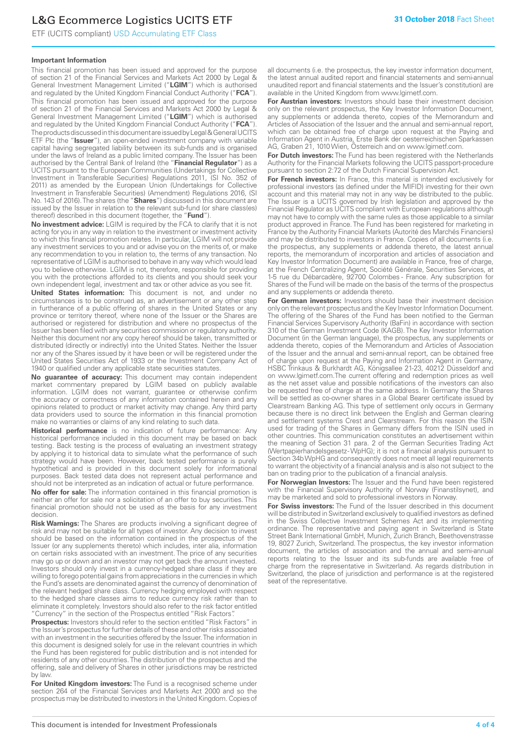# L&G Ecommerce Logistics UCITS ETF

ETF (UCITS compliant) USD Accumulating ETF Class

**31 October 2018** Fact Sheet

**Important Information**

This financial promotion has been issued and approved for the purpose of section 21 of the Financial Services and Markets Act 2000 by Legal & General Investment Management Limited ("**LGIM**") which is authorised and regulated by the United Kingdom Financial Conduct Authority ("**FCA**"). This financial promotion has been issued and approved for the purpose of section 21 of the Financial Services and Markets Act 2000 by Legal & General Investment Management Limited ("**LGIM**") which is authorised and regulated by the United Kingdom Financial Conduct Authority ("**FCA**"). The products discussed in this document are issued by Legal & General UCITS ETF Plc (the "**Issuer**"), an open-ended investment company with variable capital having segregated liability between its sub-funds and is organised under the laws of Ireland as a public limited company. The Issuer has been authorised by the Central Bank of Ireland (the "**Financial Regulator**") as a UCITS pursuant to the European Communities (Undertakings for Collective Investment in Transferable Securities) Regulations 2011, (SI No. 352 of 2011) as amended by the European Union (Undertakings for Collective Investment in Transferable Securities) (Amendment) Regulations 2016, (SI No. 143 of 2016). The shares (the "**Shares**") discussed in this document are issued by the Issuer in relation to the relevant sub-fund (or share class(es) thereof) described in this document (together, the "**Fund**").

**No investment advice:** LGIM is required by the FCA to clarify that it is not acting for you in any way in relation to the investment or investment activity to which this financial promotion relates. In particular, LGIM will not provide any investment services to you and or advise you on the merits of, or make any recommendation to you in relation to, the terms of any transaction. No representative of LGIM is authorised to behave in any way which would lead you to believe otherwise. LGIM is not, therefore, responsible for providing you with the protections afforded to its clients and you should seek your own independent legal, investment and tax or other advice as you see fit.

**United States information:** This document is not, and under no circumstances is to be construed as, an advertisement or any other step in furtherance of a public offering of shares in the United States or any province or territory thereof, where none of the Issuer or the Shares are authorised or registered for distribution and where no prospectus of the Issuer has been filed with any securities commission or regulatory authority. Neither this document nor any copy hereof should be taken, transmitted or distributed (directly or indirectly) into the United States. Neither the Issuer nor any of the Shares issued by it have been or will be registered under the United States Securities Act of 1933 or the Investment Company Act of 1940 or qualified under any applicable state securities statutes.

**No guarantee of accuracy:** This document may contain independent market commentary prepared by LGIM based on publicly available information. LGIM does not warrant, guarantee or otherwise confirm the accuracy or correctness of any information contained herein and any opinions related to product or market activity may change. Any third party data providers used to source the information in this financial promotion make no warranties or claims of any kind relating to such data.

**Historical performance** is no indication of future performance: Any historical performance included in this document may be based on back testing. Back testing is the process of evaluating an investment strategy by applying it to historical data to simulate what the performance of such strategy would have been. However, back tested performance is purely hypothetical and is provided in this document solely for informational purposes. Back tested data does not represent actual performance and should not be interpreted as an indication of actual or future performance.

**No offer for sale:** The information contained in this financial promotion is neither an offer for sale nor a solicitation of an offer to buy securities. This financial promotion should not be used as the basis for any investment decision.

**Risk Warnings:** The Shares are products involving a significant degree of risk and may not be suitable for all types of investor. Any decision to invest should be based on the information contained in the prospectus of the Issuer (or any supplements thereto) which includes, inter alia, information on certain risks associated with an investment. The price of any securities may go up or down and an investor may not get back the amount invested. Investors should only invest in a currency-hedged share class if they are willing to forego potential gains from appreciations in the currencies in which the Fund's assets are denominated against the currency of denomination of the relevant hedged share class. Currency hedging employed with respect to the hedged share classes aims to reduce currency risk rather than to eliminate it completely. Investors should also refer to the risk factor entitled "Currency" in the section of the Prospectus entitled "Risk Factors".

**Prospectus:** Investors should refer to the section entitled "Risk Factors" in the Issuer's prospectus for further details of these and other risks associated with an investment in the securities offered by the Issuer. The information in this document is designed solely for use in the relevant countries in which the Fund has been registered for public distribution and is not intended for residents of any other countries. The distribution of the prospectus and the offering, sale and delivery of Shares in other jurisdictions may be restricted by law.

**For United Kingdom investors:** The Fund is a recognised scheme under section 264 of the Financial Services and Markets Act 2000 and so the prospectus may be distributed to investors in the United Kingdom. Copies of all documents (i.e. the prospectus, the key investor information document, the latest annual audited report and financial statements and semi-annual unaudited report and financial statements and the Issuer's constitution) are available in the United Kingdom from www.lgimetf.com.

**For Austrian investors:** Investors should base their investment decision only on the relevant prospectus, the Key Investor Information Document, any supplements or addenda thereto, copies of the Memorandum and Articles of Association of the Issuer and the annual and semi-annual report, which can be obtained free of charge upon request at the Paying and Information Agent in Austria, Erste Bank der oesterreichischen Sparkassen AG, Graben 21, 1010 Wien, Österreich and on www.lgimetf.com.

**For Dutch investors:** The Fund has been registered with the Netherlands Authority for the Financial Markets following the UCITS passport-procedure pursuant to section 2:72 of the Dutch Financial Supervision Act.

**For French investors:** In France, this material is intended exclusively for professional investors (as defined under the MIFID) investing for their own account and this material may not in any way be distributed to the public. The Issuer is a UCITS governed by Irish legislation and approved by the Financial Regulator as UCITS compliant with European regulations although may not have to comply with the same rules as those applicable to a similar product approved in France. The Fund has been registered for marketing in France by the Authority Financial Markets (Autorité des Marchés Financiers) and may be distributed to investors in France. Copies of all documents (i.e. the prospectus, any supplements or addenda thereto, the latest annual reports, the memorandum of incorporation and articles of association and Key Investor Information Document) are available in France, free of charge, at the French Centralizing Agent, Société Générale, Securities Services, at 1-5 rue du Débarcadère, 92700 Colombes - France. Any subscription for Shares of the Fund will be made on the basis of the terms of the prospectus and any supplements or addenda thereto.

**For German investors:** Investors should base their investment decision only on the relevant prospectus and the Key Investor Information Document. The offering of the Shares of the Fund has been notified to the German Financial Services Supervisory Authority (BaFin) in accordance with section 310 of the German Investment Code (KAGB). The Key Investor Information Document (in the German language), the prospectus, any supplements or addenda thereto, copies of the Memorandum and Articles of Association of the Issuer and the annual and semi-annual report, can be obtained free of charge upon request at the Paying and Information Agent in Germany, HSBC Trinkaus & Burkhardt AG, Königsallee 21-23, 40212 Düsseldorf and on www.lgimetf.com.The current offering and redemption prices as well as the net asset value and possible notifications of the investors can also be requested free of charge at the same address. In Germany the Shares will be settled as co-owner shares in a Global Bearer certificate issued by Clearstream Banking AG. This type of settlement only occurs in Germany because there is no direct link between the English and German clearing and settlement systems Crest and Clearstream. For this reason the ISIN used for trading of the Shares in Germany differs from the ISIN used in other countries. This communication constitutes an advertisement within the meaning of Section 31 para. 2 of the German Securities Trading Act (Wertpapierhandelsgesetz - WpHG); it is not a financial analysis pursuant to Section 34b WpHG and consequently does not meet all legal requirements to warrant the objectivity of a financial analysis and is also not subject to the ban on trading prior to the publication of a financial analysis.

**For Norwegian Investors:** The Issuer and the Fund have been registered with the Financial Supervisory Authority of Norway (Finanstilsynet), and may be marketed and sold to professional investors in Norway.

**For Swiss investors:** The Fund of the Issuer described in this document will be distributed in Switzerland exclusively to qualified investors as defined in the Swiss Collective Investment Schemes Act and its implementing ordinance. The representative and paying agent in Switzerland is State Street Bank International GmbH, Munich, Zurich Branch, Beethovenstrasse 19, 8027 Zurich, Switzerland. The prospectus, the key investor information document, the articles of association and the annual and semi-annual reports relating to the Issuer and its sub-funds are available free of charge from the representative in Switzerland. As regards distribution in Switzerland, the place of jurisdiction and performance is at the registered seat of the representative.

This document is intended for Investment Professionals